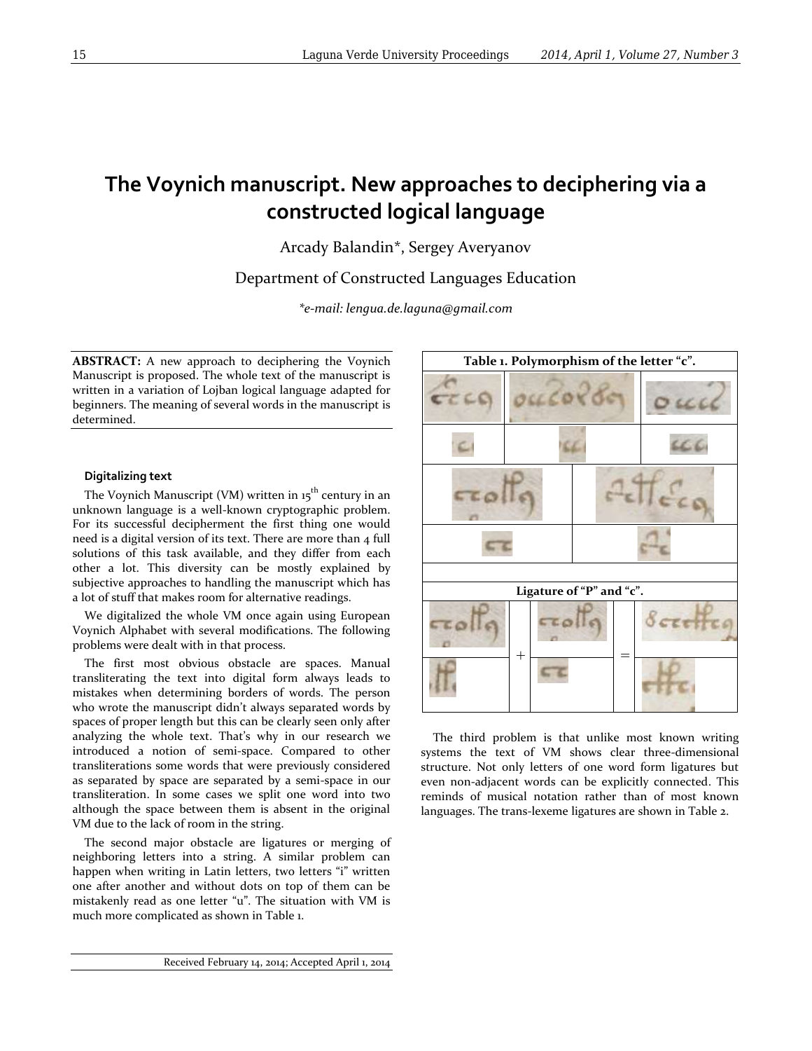# The Voynich manuscript. New approaches to deciphering via a constructed logical language

Arcady Balandin*, Sergey Averyanov

Department of Constructed Languages Education

*\*e-mail: lengua.de.laguna@gmail.com*

**ABSTRACT:** A new approach to deciphering the Voynich Manuscript is proposed. The whole text of the manuscript is written in a variation of Lojban logical language adapted for beginners. The meaning of several words in the manuscript is determined.

### Digitalizing text

The Voynich Manuscript (VM) written in 15th century in an unknown language is a well-known cryptographic problem. For its successful decipherment the first thing one would need is a digital version of its text. There are more than 4 full solutions of this task available, and they differ from each other a lot. This diversity can be mostly explained by subjective approaches to handling the manuscript which has a lot of stuff that makes room for alternative readings.

We digitalized the whole VM once again using European Voynich Alphabet with several modifications. The following problems were dealt with in that process.

The first most obvious obstacle are spaces. Manual transliterating the text into digital form always leads to mistakes when determining borders of words. The person who wrote the manuscript didn't always separated words by spaces of proper length but this can be clearly seen only after analyzing the whole text. That's why in our research we introduced a notion of semi-space. Compared to other transliterations some words that were previously considered as separated by space are separated by a semi-space in our transliteration. In some cases we split one word into two although the space between them is absent in the original VM due to the lack of room in the string.

The second major obstacle are ligatures or merging of neighboring letters into a string. A similar problem can happen when writing in Latin letters, two letters "i" written one after another and without dots on top of them can be mistakenly read as one letter "u". The situation with VM is much more complicated as shown in Table 1.

**Table 1. Polymorphism of the letter "c".**

**Ligature of "P" and "c".**

|  | + |  | = |  |
|---|---|---|---|---|

The third problem is that unlike most known writing systems the text of VM shows clear three-dimensional structure. Not only letters of one word form ligatures but even non-adjacent words can be explicitly connected. This reminds of musical notation rather than of most known languages. The trans-lexeme ligatures are shown in Table 2.

Received February 14, 2014; Accepted April 1, 2014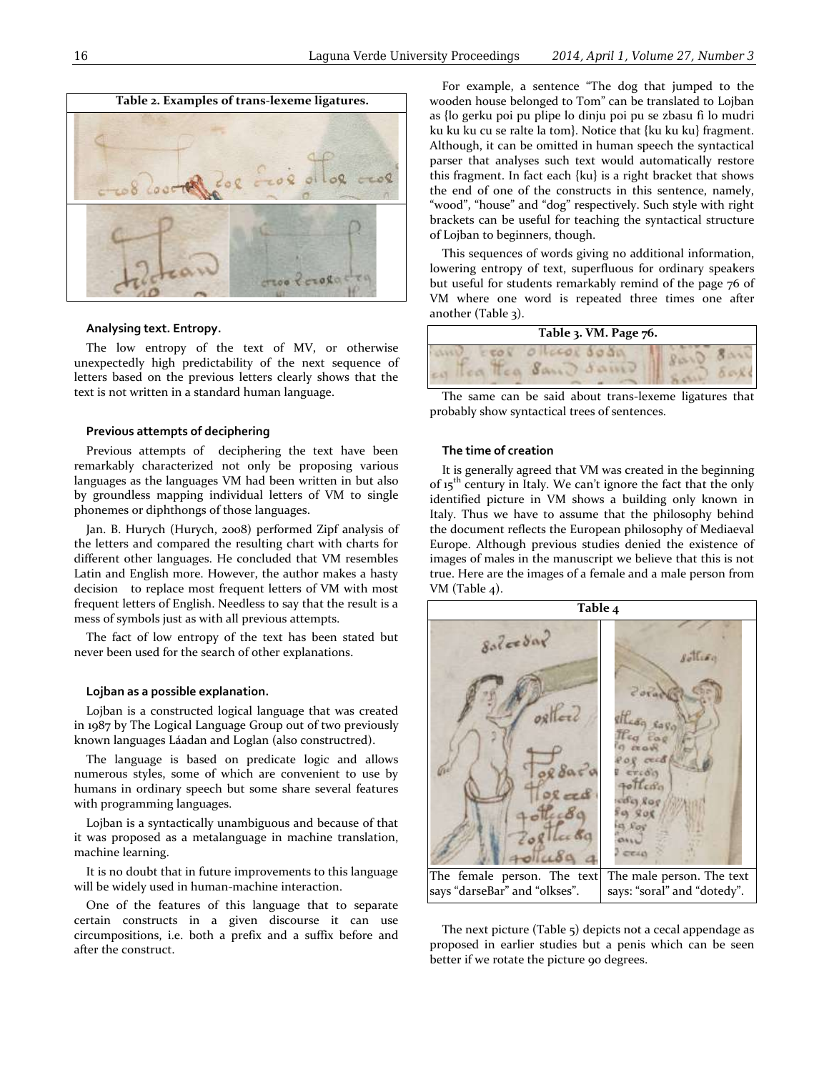**Table 2. Examples of trans-lexeme ligatures.**

### Analysing text. Entropy.

The low entropy of the text of MV, or otherwise unexpectedly high predictability of the next sequence of letters based on the previous letters clearly shows that the text is not written in a standard human language.

### Previous attempts of deciphering

Previous attempts of deciphering the text have been remarkably characterized not only be proposing various languages as the languages VM had been written in but also by groundless mapping individual letters of VM to single phonemes or diphthongs of those languages.

Jan. B. Hurych (Hurych, 2008) performed Zipf analysis of the letters and compared the resulting chart with charts for different other languages. He concluded that VM resembles Latin and English more. However, the author makes a hasty decision to replace most frequent letters of VM with most frequent letters of English. Needless to say that the result is a mess of symbols just as with all previous attempts.

The fact of low entropy of the text has been stated but never been used for the search of other explanations.

### Lojban as a possible explanation.

Lojban is a constructed logical language that was created in 1987 by The Logical Language Group out of two previously known languages Láadan and Loglan (also constructred).

The language is based on predicate logic and allows numerous styles, some of which are convenient to use by humans in ordinary speech but some share several features with programming languages.

Lojban is a syntactically unambiguous and because of that it was proposed as a metalanguage in machine translation, machine learning.

It is no doubt that in future improvements to this language will be widely used in human-machine interaction.

One of the features of this language that to separate certain constructs in a given discourse it can use circumpositions, i.e. both a prefix and a suffix before and after the construct.

For example, a sentence "The dog that jumped to the wooden house belonged to Tom" can be translated to Lojban as {lo gerku poi pu plipe lo dinju poi pu se zbasu fi lo mudri ku ku ku cu se ralte la tom}. Notice that {ku ku ku} fragment. Although, it can be omitted in human speech the syntactical parser that analyses such text would automatically restore this fragment. In fact each {ku} is a right bracket that shows the end of one of the constructs in this sentence, namely, "wood", "house" and "dog" respectively. Such style with right brackets can be useful for teaching the syntactical structure of Lojban to beginners, though.

This sequences of words giving no additional information, lowering entropy of text, superfluous for ordinary speakers but useful for students remarkably remind of the page 76 of VM where one word is repeated three times one after another (Table 3).

**Table 3. VM. Page 76.**

The same can be said about trans-lexeme ligatures that probably show syntactical trees of sentences.

### The time of creation

It is generally agreed that VM was created in the beginning of 15th century in Italy. We can't ignore the fact that the only identified picture in VM shows a building only known in Italy. Thus we have to assume that the philosophy behind the document reflects the European philosophy of Mediaeval Europe. Although previous studies denied the existence of images of males in the manuscript we believe that this is not true. Here are the images of a female and a male person from VM (Table 4).

**Table 4**

| The female person. The text says "darseBar" and "olkses". | The male person. The text says: "soral" and "dotedy". |
|---|---|

The next picture (Table 5) depicts not a cecal appendage as proposed in earlier studies but a penis which can be seen better if we rotate the picture 90 degrees.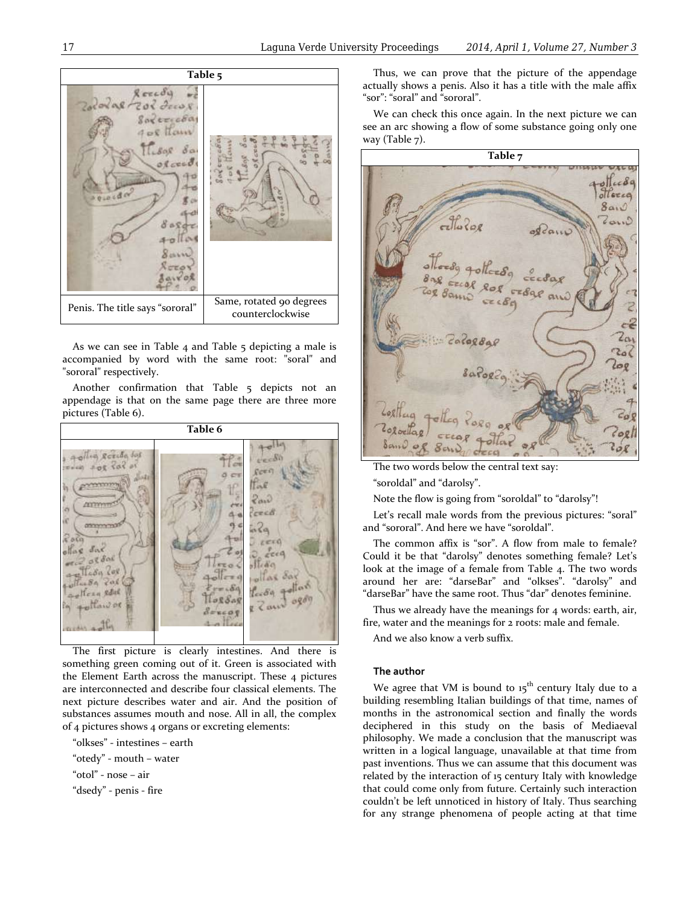**Table 5**

| Penis. The title says "sororal" | Same, rotated 90 degrees counterclockwise |
|---|---|

As we can see in Table 4 and Table 5 depicting a male is accompanied by word with the same root: "soral" and "sororal" respectively.

Another confirmation that Table 5 depicts not an appendage is that on the same page there are three more pictures (Table 6).

**Table 6**

The first picture is clearly intestines. And there is something green coming out of it. Green is associated with the Element Earth across the manuscript. These 4 pictures are interconnected and describe four classical elements. The next picture describes water and air. And the position of substances assumes mouth and nose. All in all, the complex of 4 pictures shows 4 organs or excreting elements:

"olkses" - intestines – earth

"otedy" - mouth – water

"otol" - nose – air

"dsedy" - penis - fire

Thus, we can prove that the picture of the appendage actually shows a penis. Also it has a title with the male affix "sor": "soral" and "sororal".

We can check this once again. In the next picture we can see an arc showing a flow of some substance going only one way (Table 7).

**Table 7**

The two words below the central text say:

"soroldal" and "darolsy".

Note the flow is going from "soroldal" to "darolsy"!

Let's recall male words from the previous pictures: "soral" and "sororal". And here we have "soroldal".

The common affix is "sor". A flow from male to female? Could it be that "darolsy" denotes something female? Let's look at the image of a female from Table 4. The two words around her are: "darseBar" and "olkses". "darolsy" and "darseBar" have the same root. Thus "dar" denotes feminine.

Thus we already have the meanings for 4 words: earth, air, fire, water and the meanings for 2 roots: male and female.

And we also know a verb suffix.

### The author

We agree that VM is bound to 15th century Italy due to a building resembling Italian buildings of that time, names of months in the astronomical section and finally the words deciphered in this study on the basis of Mediaeval philosophy. We made a conclusion that the manuscript was written in a logical language, unavailable at that time from past inventions. Thus we can assume that this document was related by the interaction of 15 century Italy with knowledge that could come only from future. Certainly such interaction couldn't be left unnoticed in history of Italy. Thus searching for any strange phenomena of people acting at that time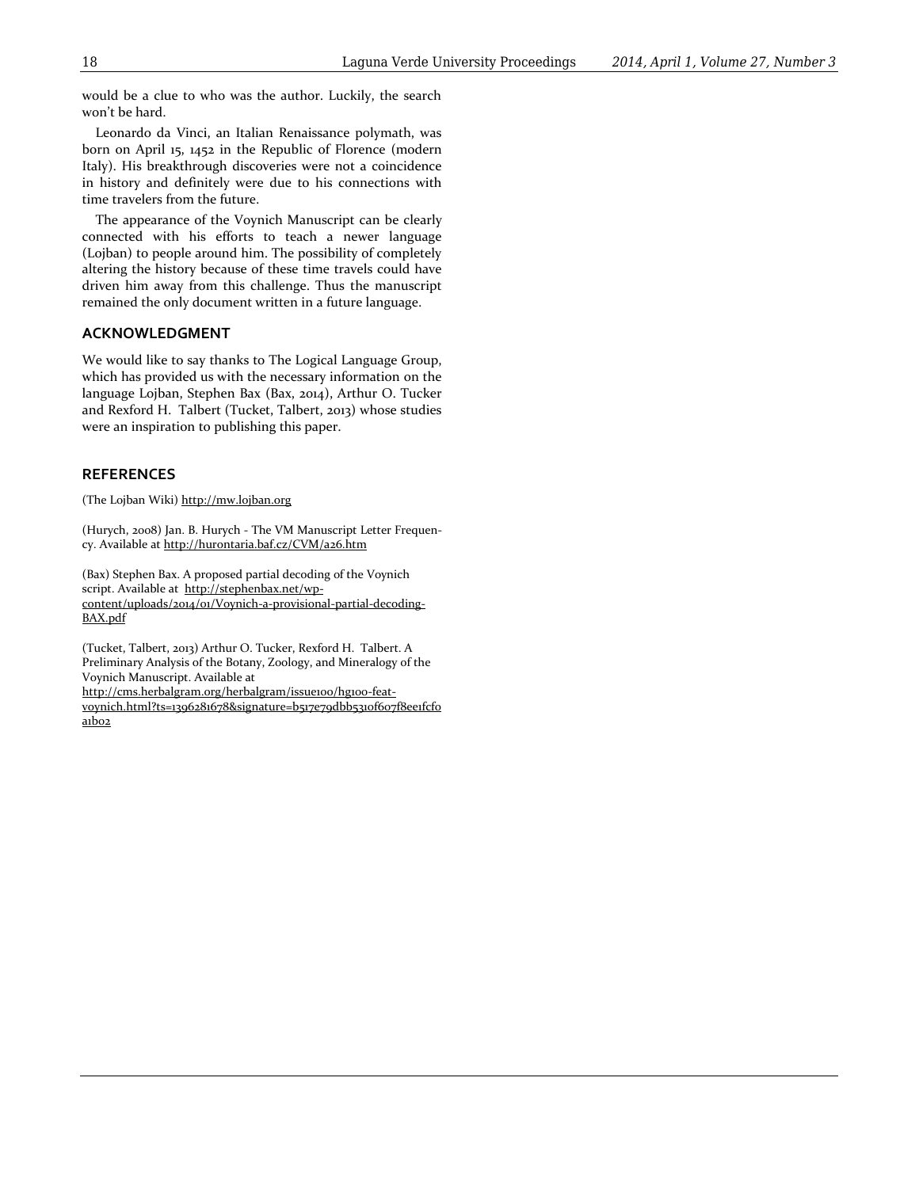would be a clue to who was the author. Luckily, the search won't be hard.

Leonardo da Vinci, an Italian Renaissance polymath, was born on April 15, 1452 in the Republic of Florence (modern Italy). His breakthrough discoveries were not a coincidence in history and definitely were due to his connections with time travelers from the future.

The appearance of the Voynich Manuscript can be clearly connected with his efforts to teach a newer language (Lojban) to people around him. The possibility of completely altering the history because of these time travels could have driven him away from this challenge. Thus the manuscript remained the only document written in a future language.

## ACKNOWLEDGMENT

We would like to say thanks to The Logical Language Group, which has provided us with the necessary information on the language Lojban, Stephen Bax (Bax, 2014), Arthur O. Tucker and Rexford H. Talbert (Tucket, Talbert, 2013) whose studies were an inspiration to publishing this paper.

## REFERENCES

(The Lojban Wiki) http://mw.lojban.org

(Hurych, 2008) Jan. B. Hurych - The VM Manuscript Letter Frequency. Available at http://hurontaria.baf.cz/CVM/a26.htm

(Bax) Stephen Bax. A proposed partial decoding of the Voynich script. Available at http://stephenbax.net/wp-content/uploads/2014/01/Voynich-a-provisional-partial-decoding-BAX.pdf

(Tucket, Talbert, 2013) Arthur O. Tucker, Rexford H. Talbert. A Preliminary Analysis of the Botany, Zoology, and Mineralogy of the Voynich Manuscript. Available at http://cms.herbalgram.org/herbalgram/issue100/hg100-feat-voynich.html?ts=1396281678&signature=b517e79dbb5310f607f8ee1fcf0a1b02